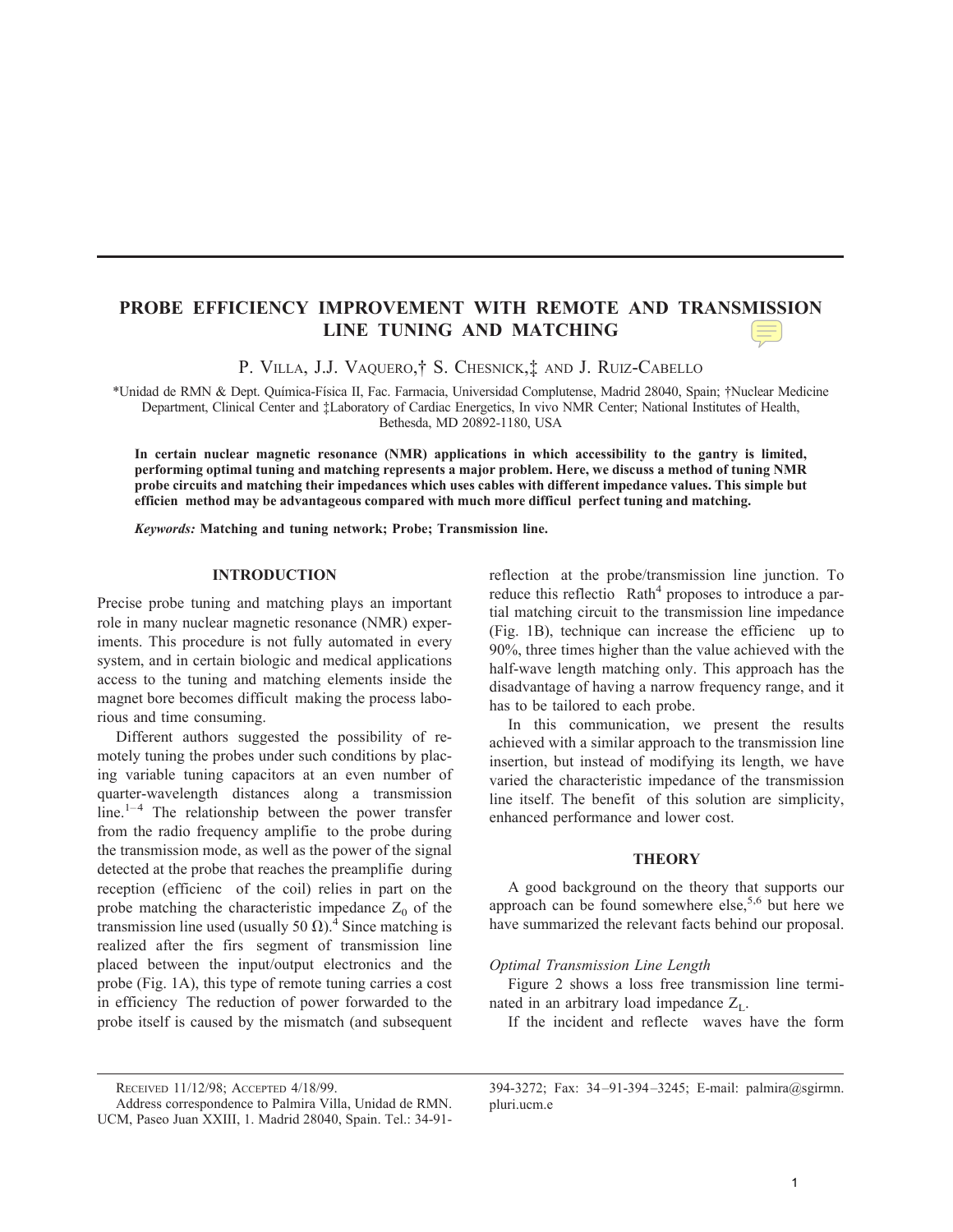# PROBE EFFICIENCY IMPROVEMENT WITH REMOTE AND TRANSMISSION LINE TUNING AND MATCHING

P. VILLA, J.J. VAQUERO,† S. CHESNICK,‡ AND J. RUIZ-CABELLO

*Unidad de RMN & Dept. Química-Física II, Fac. Farmacia, Universidad Complutense, Madrid 28040, Spain; †Nuclear Medicine Department, Clinical Center and ‡Laboratory of Cardiac Energetics, In vivo NMR Center; National Institutes of Health, Bethesda, MD 20892-1180, USA

**In certain nuclear magnetic resonance (NMR) applications in which accessibility to the gantry is limited, performing optimal tuning and matching represents a major problem. Here, we discuss a method of tuning NMR probe circuits and matching their impedances which uses cables with different impedance values. This simple but efficien method may be advantageous compared with much more difficul perfect tuning and matching.**

***Keywords:*** **Matching and tuning network; Probe; Transmission line.**

## INTRODUCTION

Precise probe tuning and matching plays an important role in many nuclear magnetic resonance (NMR) experiments. This procedure is not fully automated in every system, and in certain biologic and medical applications access to the tuning and matching elements inside the magnet bore becomes difficult making the process laborious and time consuming.

Different authors suggested the possibility of remotely tuning the probes under such conditions by placing variable tuning capacitors at an even number of quarter-wavelength distances along a transmission line.[1–4] The relationship between the power transfer from the radio frequency amplifie to the probe during the transmission mode, as well as the power of the signal detected at the probe that reaches the preamplifie during reception (efficienc of the coil) relies in part on the probe matching the characteristic impedance $Z_0$ of the transmission line used (usually 50 Ω).[4] Since matching is realized after the firs segment of transmission line placed between the input/output electronics and the probe (Fig. 1A), this type of remote tuning carries a cost in efficiency The reduction of power forwarded to the probe itself is caused by the mismatch (and subsequent reflection at the probe/transmission line junction. To reduce this reflectio Rath[4] proposes to introduce a partial matching circuit to the transmission line impedance (Fig. 1B), technique can increase the efficienc up to 90%, three times higher than the value achieved with the half-wave length matching only. This approach has the disadvantage of having a narrow frequency range, and it has to be tailored to each probe.

In this communication, we present the results achieved with a similar approach to the transmission line insertion, but instead of modifying its length, we have varied the characteristic impedance of the transmission line itself. The benefit of this solution are simplicity, enhanced performance and lower cost.

## THEORY

A good background on the theory that supports our approach can be found somewhere else,[5,6] but here we have summarized the relevant facts behind our proposal.

### *Optimal Transmission Line Length*

Figure 2 shows a loss free transmission line terminated in an arbitrary load impedance $Z_L$.

If the incident and reflecte waves have the form

RECEIVED 11/12/98; ACCEPTED 4/18/99.

Address correspondence to Palmira Villa, Unidad de RMN. UCM, Paseo Juan XXIII, 1. Madrid 28040, Spain. Tel.: 34-91-394-3272; Fax: 34–91-394–3245; E-mail: palmira@sgirmn.pluri.ucm.e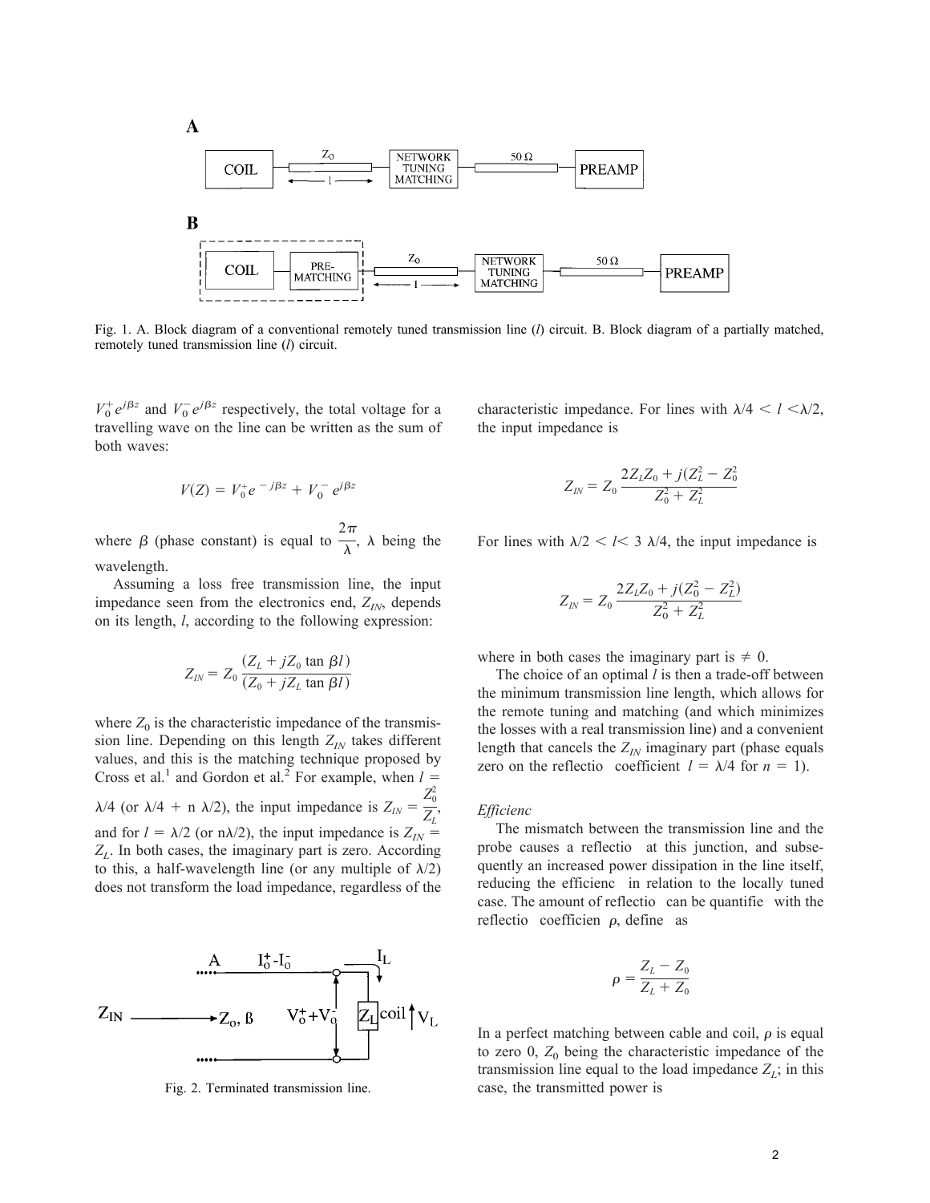Fig. 1. A. Block diagram of a conventional remotely tuned transmission line ($l$) circuit. B. Block diagram of a partially matched, remotely tuned transmission line ($l$) circuit.

$V_0^+ e^{j\beta z}$ and $V_0^- e^{j\beta z}$ respectively, the total voltage for a travelling wave on the line can be written as the sum of both waves:

$$V(Z) = V_0^+ e^{-j\beta z} + V_0^- e^{j\beta z}$$

where $\beta$ (phase constant) is equal to $\frac{2\pi}{\lambda}$, $\lambda$ being the wavelength.

Assuming a loss free transmission line, the input impedance seen from the electronics end, $Z_{IN}$, depends on its length, $l$, according to the following expression:

$$Z_{IN} = Z_0 \frac{(Z_L + jZ_0 \tan \beta l)}{(Z_0 + jZ_L \tan \beta l)}$$

where $Z_0$ is the characteristic impedance of the transmission line. Depending on this length $Z_{IN}$ takes different values, and this is the matching technique proposed by Cross et al.[1] and Gordon et al.[2] For example, when $l = \lambda/4$ (or $\lambda/4 + n\ \lambda/2$), the input impedance is $Z_{IN} = \frac{Z_0^2}{Z_L}$, and for $l = \lambda/2$ (or $n\lambda/2$), the input impedance is $Z_{IN} = Z_L$. In both cases, the imaginary part is zero. According to this, a half-wavelength line (or any multiple of $\lambda/2$) does not transform the load impedance, regardless of the characteristic impedance. For lines with $\lambda/4 < l < \lambda/2$, the input impedance is

$$Z_{IN} = Z_0 \frac{2Z_L Z_0 + j(Z_L^2 - Z_0^2)}{Z_0^2 + Z_L^2}$$

For lines with $\lambda/2 < l < 3\ \lambda/4$, the input impedance is

$$Z_{IN} = Z_0 \frac{2Z_L Z_0 + j(Z_0^2 - Z_L^2)}{Z_0^2 + Z_L^2}$$

where in both cases the imaginary part is $\neq 0$.

The choice of an optimal $l$ is then a trade-off between the minimum transmission line length, which allows for the remote tuning and matching (and which minimizes the losses with a real transmission line) and a convenient length that cancels the $Z_{IN}$ imaginary part (phase equals zero on the reflectio coefficient $l = \lambda/4$ for $n = 1$).

Fig. 2. Terminated transmission line.

### *Efficienc*

The mismatch between the transmission line and the probe causes a reflectio at this junction, and subsequently an increased power dissipation in the line itself, reducing the efficienc in relation to the locally tuned case. The amount of reflectio can be quantifie with the reflectio coefficien $\rho$, define as

$$\rho = \frac{Z_L - Z_0}{Z_L + Z_0}$$

In a perfect matching between cable and coil, $\rho$ is equal to zero 0, $Z_0$ being the characteristic impedance of the transmission line equal to the load impedance $Z_L$; in this case, the transmitted power is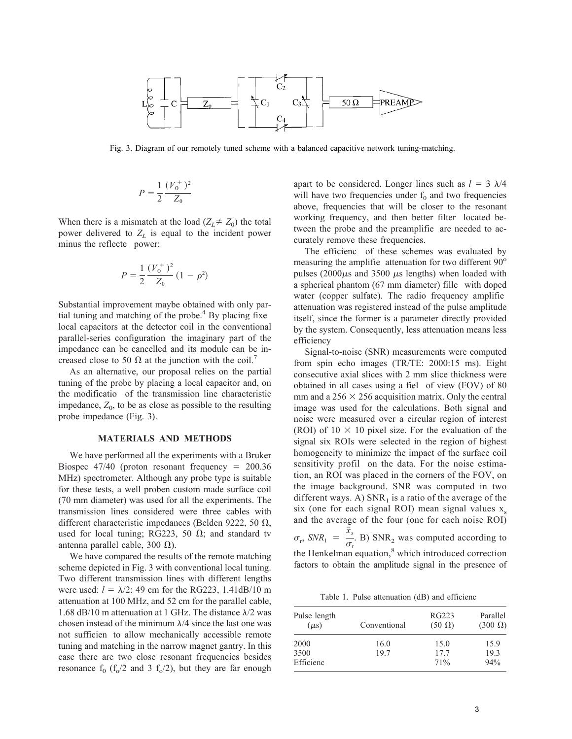L C $Z_0$ $C_2$ $C_1$ $C_3$ $C_4$ 50 Ω PREAMP

Fig. 3. Diagram of our remotely tuned scheme with a balanced capacitive network tuning-matching.

$$P = \frac{1}{2}\frac{(V_0^+)^2}{Z_0}$$

When there is a mismatch at the load ($Z_L \neq Z_0$) the total power delivered to $Z_L$ is equal to the incident power minus the reflecte power:

$$P = \frac{1}{2}\frac{(V_0^+)^2}{Z_0}(1 - \rho^2)$$

Substantial improvement maybe obtained with only partial tuning and matching of the probe.[4] By placing fixe local capacitors at the detector coil in the conventional parallel-series configuration the imaginary part of the impedance can be cancelled and its module can be increased close to 50 Ω at the junction with the coil.[7]

As an alternative, our proposal relies on the partial tuning of the probe by placing a local capacitor and, on the modificatio of the transmission line characteristic impedance, $Z_0$, to be as close as possible to the resulting probe impedance (Fig. 3).

## MATERIALS AND METHODS

We have performed all the experiments with a Bruker Biospec 47/40 (proton resonant frequency = 200.36 MHz) spectrometer. Although any probe type is suitable for these tests, a well proben custom made surface coil (70 mm diameter) was used for all the experiments. The transmission lines considered were three cables with different characteristic impedances (Belden 9222, 50 Ω, used for local tuning; RG223, 50 Ω; and standard tv antenna parallel cable, 300 Ω).

We have compared the results of the remote matching scheme depicted in Fig. 3 with conventional local tuning. Two different transmission lines with different lengths were used: $l = \lambda/2$: 49 cm for the RG223, 1.41dB/10 m attenuation at 100 MHz, and 52 cm for the parallel cable, 1.68 dB/10 m attenuation at 1 GHz. The distance $\lambda/2$ was chosen instead of the minimum $\lambda/4$ since the last one was not sufficien to allow mechanically accessible remote tuning and matching in the narrow magnet gantry. In this case there are two close resonant frequencies besides resonance $f_0$ ($f_o/2$ and 3 $f_o/2$), but they are far enough apart to be considered. Longer lines such as $l = 3\ \lambda/4$ will have two frequencies under $f_0$ and two frequencies above, frequencies that will be closer to the resonant working frequency, and then better filter located between the probe and the preamplifie are needed to accurately remove these frequencies.

The efficienc of these schemes was evaluated by measuring the amplifie attenuation for two different 90° pulses (2000$\mu$s and 3500 $\mu$s lengths) when loaded with a spherical phantom (67 mm diameter) fille with doped water (copper sulfate). The radio frequency amplifie attenuation was registered instead of the pulse amplitude itself, since the former is a parameter directly provided by the system. Consequently, less attenuation means less efficiency

Signal-to-noise (SNR) measurements were computed from spin echo images (TR/TE: 2000:15 ms). Eight consecutive axial slices with 2 mm slice thickness were obtained in all cases using a fiel of view (FOV) of 80 mm and a 256 × 256 acquisition matrix. Only the central image was used for the calculations. Both signal and noise were measured over a circular region of interest (ROI) of 10 × 10 pixel size. For the evaluation of the signal six ROIs were selected in the region of highest homogeneity to minimize the impact of the surface coil sensitivity profil on the data. For the noise estimation, an ROI was placed in the corners of the FOV, on the image background. SNR was computed in two different ways. A) $SNR_1$ is a ratio of the average of the six (one for each signal ROI) mean signal values $x_s$ and the average of the four (one for each noise ROI) $\sigma_r$, $SNR_1 = \frac{\bar{x}_s}{\sigma_r}$. B) $SNR_2$ was computed according to the Henkelman equation,[8] which introduced correction factors to obtain the amplitude signal in the presence of

Table 1. Pulse attenuation (dB) and efficienc

| Pulse length ($\mu$s) | Conventional | RG223 (50 Ω) | Parallel (300 Ω) |
|---|---|---|---|
| 2000 | 16.0 | 15.0 | 15.9 |
| 3500 | 19.7 | 17.7 | 19.3 |
| Efficienc | | 71% | 94% |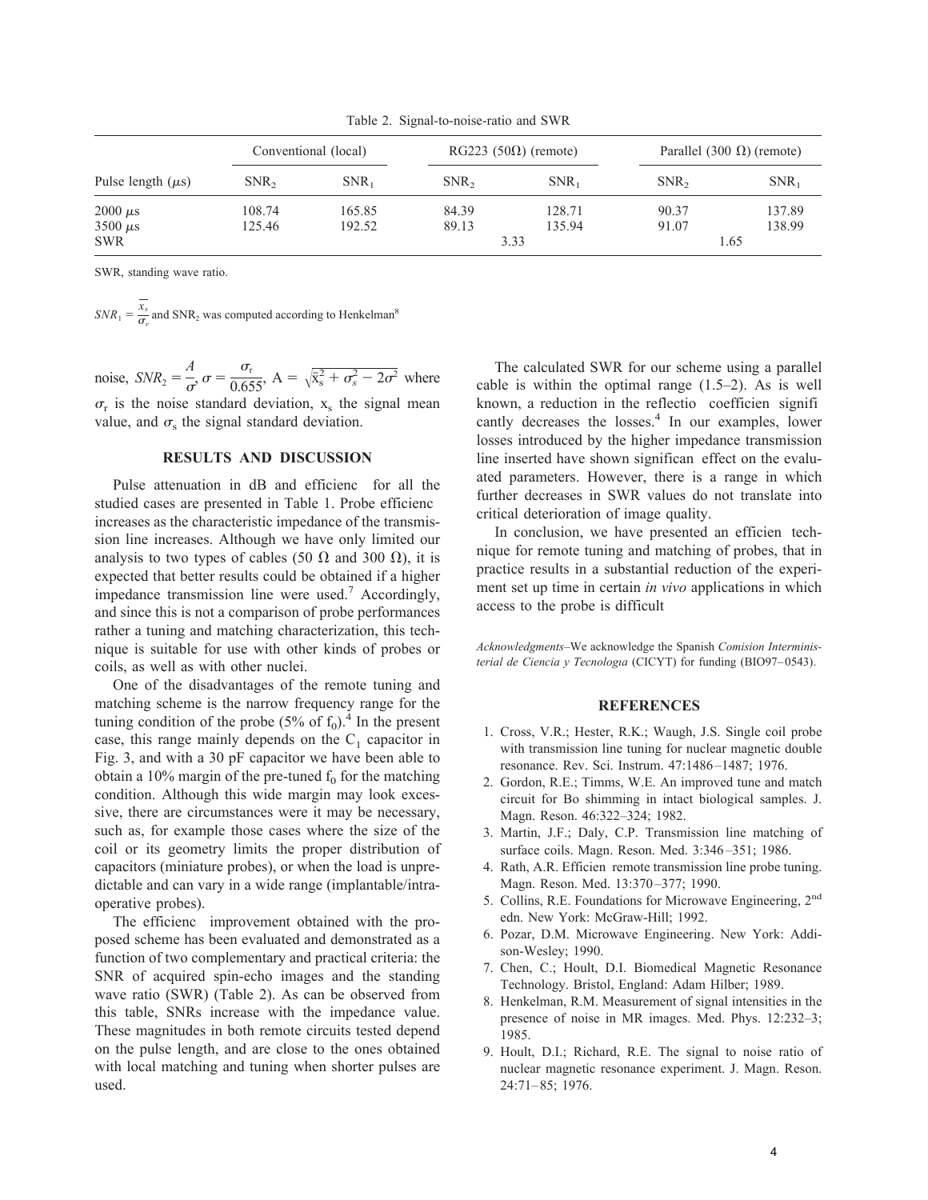Table 2. Signal-to-noise-ratio and SWR

| | Conventional (local) | | RG223 (50Ω) (remote) | | Parallel (300 Ω) (remote) | |
|---|---|---|---|---|---|---|
| Pulse length (μs) | $SNR_2$ | $SNR_1$ | $SNR_2$ | $SNR_1$ | $SNR_2$ | $SNR_1$ |
| 2000 μs | 108.74 | 165.85 | 84.39 | 128.71 | 90.37 | 137.89 |
| 3500 μs | 125.46 | 192.52 | 89.13 | 135.94 | 91.07 | 138.99 |
| SWR | | | 3.33 | | 1.65 | |

SWR, standing wave ratio.

$SNR_1 = \frac{\overline{x_s}}{\sigma_r}$ and $SNR_2$ was computed according to Henkelman[8]

noise, $SNR_2 = \frac{A}{\sigma}$, $\sigma = \frac{\sigma_r}{0.655}$, $A = \sqrt{\overline{x}_s^2 + \sigma_s^2 - 2\sigma^2}$ where $\sigma_r$ is the noise standard deviation, $x_s$ the signal mean value, and $\sigma_s$ the signal standard deviation.

## RESULTS AND DISCUSSION

Pulse attenuation in dB and efficienc for all the studied cases are presented in Table 1. Probe efficienc increases as the characteristic impedance of the transmission line increases. Although we have only limited our analysis to two types of cables (50 Ω and 300 Ω), it is expected that better results could be obtained if a higher impedance transmission line were used.[7] Accordingly, and since this is not a comparison of probe performances rather a tuning and matching characterization, this technique is suitable for use with other kinds of probes or coils, as well as with other nuclei.

One of the disadvantages of the remote tuning and matching scheme is the narrow frequency range for the tuning condition of the probe (5% of $f_0$).[4] In the present case, this range mainly depends on the $C_1$ capacitor in Fig. 3, and with a 30 pF capacitor we have been able to obtain a 10% margin of the pre-tuned $f_0$ for the matching condition. Although this wide margin may look excessive, there are circumstances were it may be necessary, such as, for example those cases where the size of the coil or its geometry limits the proper distribution of capacitors (miniature probes), or when the load is unpredictable and can vary in a wide range (implantable/intraoperative probes).

The efficienc improvement obtained with the proposed scheme has been evaluated and demonstrated as a function of two complementary and practical criteria: the SNR of acquired spin-echo images and the standing wave ratio (SWR) (Table 2). As can be observed from this table, SNRs increase with the impedance value. These magnitudes in both remote circuits tested depend on the pulse length, and are close to the ones obtained with local matching and tuning when shorter pulses are used.

The calculated SWR for our scheme using a parallel cable is within the optimal range (1.5–2). As is well known, a reduction in the reflectio coefficien signifi cantly decreases the losses.[4] In our examples, lower losses introduced by the higher impedance transmission line inserted have shown significan effect on the evaluated parameters. However, there is a range in which further decreases in SWR values do not translate into critical deterioration of image quality.

In conclusion, we have presented an efficien technique for remote tuning and matching of probes, that in practice results in a substantial reduction of the experiment set up time in certain *in vivo* applications in which access to the probe is difficult

*Acknowledgments*–We acknowledge the Spanish *Comision Interministerial de Ciencia y Tecnologıa* (CICYT) for funding (BIO97–0543).

## REFERENCES

1. Cross, V.R.; Hester, R.K.; Waugh, J.S. Single coil probe with transmission line tuning for nuclear magnetic double resonance. Rev. Sci. Instrum. 47:1486–1487; 1976.
2. Gordon, R.E.; Timms, W.E. An improved tune and match circuit for Bo shimming in intact biological samples. J. Magn. Reson. 46:322–324; 1982.
3. Martin, J.F.; Daly, C.P. Transmission line matching of surface coils. Magn. Reson. Med. 3:346–351; 1986.
4. Rath, A.R. Efficien remote transmission line probe tuning. Magn. Reson. Med. 13:370–377; 1990.
5. Collins, R.E. Foundations for Microwave Engineering, 2nd edn. New York: McGraw-Hill; 1992.
6. Pozar, D.M. Microwave Engineering. New York: Addison-Wesley; 1990.
7. Chen, C.; Hoult, D.I. Biomedical Magnetic Resonance Technology. Bristol, England: Adam Hilber; 1989.
8. Henkelman, R.M. Measurement of signal intensities in the presence of noise in MR images. Med. Phys. 12:232–3; 1985.
9. Hoult, D.I.; Richard, R.E. The signal to noise ratio of nuclear magnetic resonance experiment. J. Magn. Reson. 24:71–85; 1976.